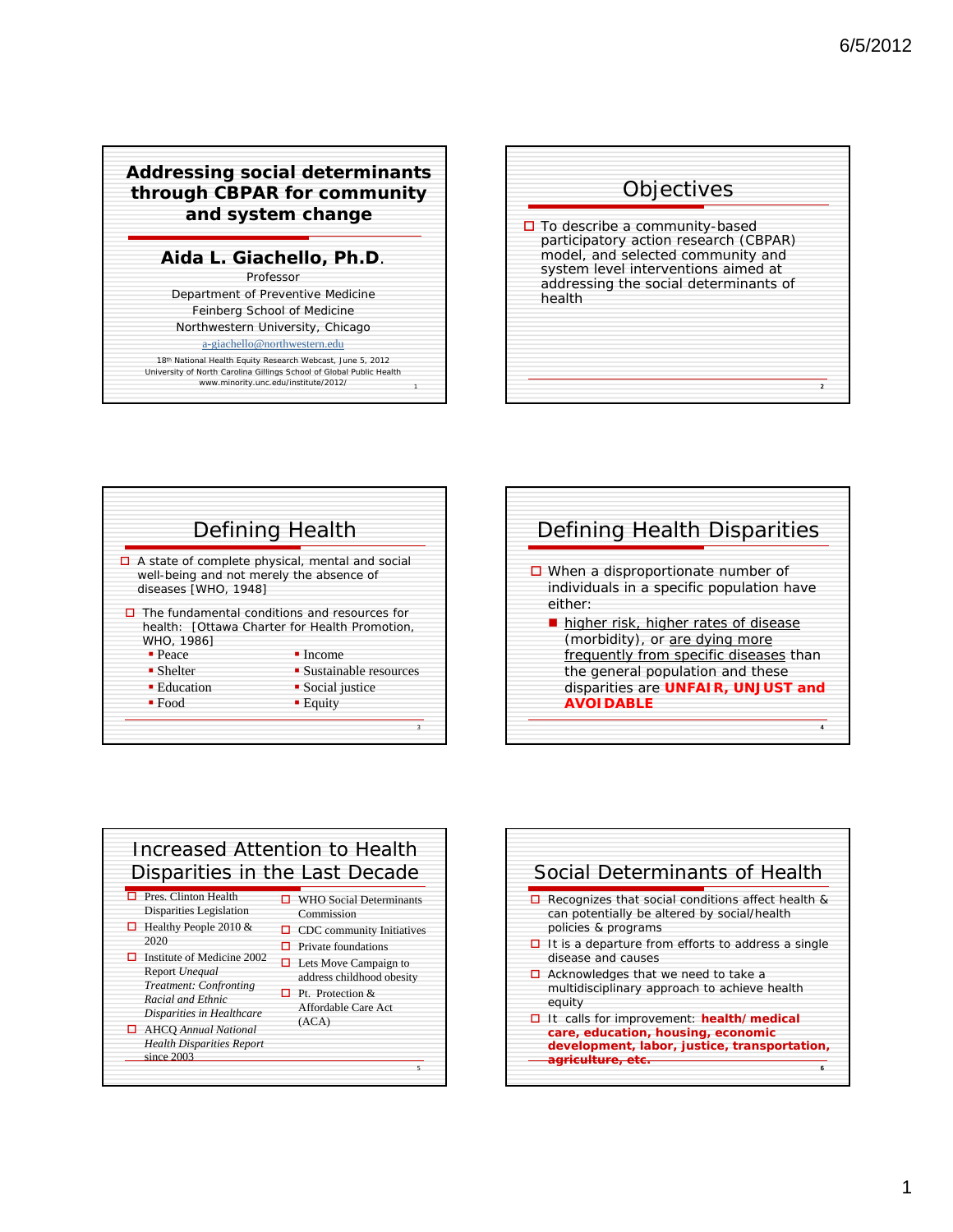# Addressing social determinants through CBPAR for community and system change

**Aida L. Giachello, Ph.D.**

Professor

Department of Preventive Medicine

Feinberg School of Medicine

Northwestern University, Chicago

a-giachello@northwestern.edu

18th National Health Equity Research Webcast, June 5, 2012

University of North Carolina Gillings School of Global Public Health

www.minority.unc.edu/institute/2012/

## Objectives

- To describe a community-based participatory action research (CBPAR) model, and selected community and system level interventions aimed at addressing the social determinants of health

## Defining Health

- A state of complete physical, mental and social well-being and not merely the absence of diseases [WHO, 1948]
- The fundamental conditions and resources for health: [Ottawa Charter for Health Promotion, WHO, 1986]
  - Peace
  - Shelter
  - Education
  - Food
  - Income
  - Sustainable resources
  - Social justice
  - Equity

## Defining Health Disparities

- When a disproportionate number of individuals in a specific population have either:
  - higher risk, higher rates of disease (morbidity), or are dying more frequently from specific diseases than the general population and these disparities are **UNFAIR, UNJUST and AVOIDABLE**

## Increased Attention to Health Disparities in the Last Decade

- Pres. Clinton Health Disparities Legislation
- Healthy People 2010 & 2020
- Institute of Medicine 2002 Report *Unequal Treatment: Confronting Racial and Ethnic Disparities in Healthcare*
- AHCQ *Annual National Health Disparities Report* since 2003
- WHO Social Determinants Commission
- CDC community Initiatives
- Private foundations
- Lets Move Campaign to address childhood obesity
- Pt. Protection & Affordable Care Act (ACA)

## Social Determinants of Health

- Recognizes that social conditions affect health & can potentially be altered by social/health policies & programs
- It is a departure from efforts to address a single disease and causes
- Acknowledges that we need to take a multidisciplinary approach to achieve health equity
- It calls for improvement: **health/medical care, education, housing, economic development, labor, justice, transportation, agriculture, etc.**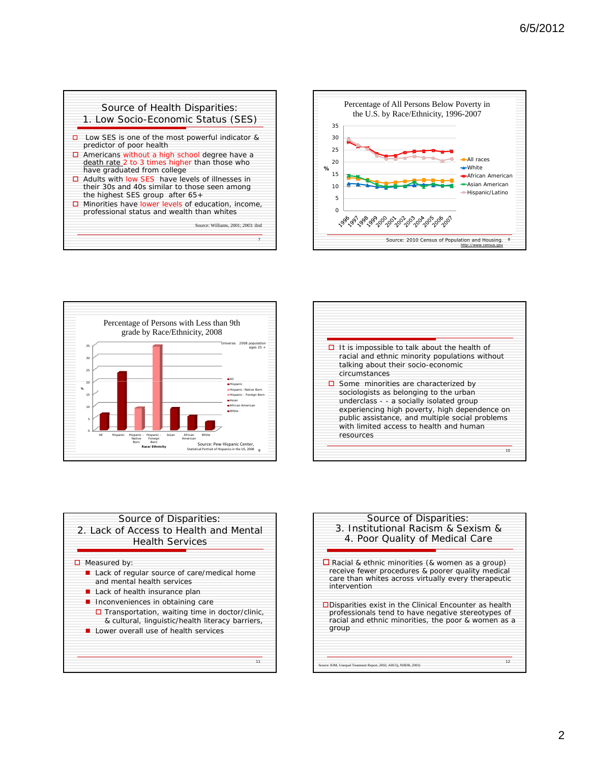## Source of Health Disparities: 1. Low Socio-Economic Status (SES)

- Low SES is one of the most powerful indicator & predictor of poor health
- Americans without a high school degree have a death rate 2 to 3 times higher than those who have graduated from college
- Adults with low SES have levels of illnesses in their 30s and 40s similar to those seen among the highest SES group after 65+
- Minorities have lower levels of education, income, professional status and wealth than whites

Source: Williams, 2001; 2003: ibid

## Percentage of All Persons Below Poverty in the U.S. by Race/Ethnicity, 1996-2007

Legend: All races, White, African American, Asian American, Hispanic/Latino

Source: 2010 Census of Population and Housing. http://www.census.gov

## Percentage of Persons with Less than 9th grade by Race/Ethnicity, 2008

Universe: 2008 population ages 25 +

Categories: All, Hispanic, Hispanic - Native Born, Hispanic - Foreign Born, Asian, African American, White

Race/ Ethnicity

Source: Pew Hispanic Center, Statistical Portrait of Hispanics in the US, 2008

---

- It is impossible to talk about the health of racial and ethnic minority populations without talking about their socio-economic circumstances
- Some minorities are characterized by sociologists as belonging to the urban underclass - - a socially isolated group experiencing high poverty, high dependence on public assistance, and multiple social problems with limited access to health and human resources

## Source of Disparities: 2. Lack of Access to Health and Mental Health Services

- Measured by:
  - Lack of regular source of care/medical home and mental health services
  - Lack of health insurance plan
  - Inconveniences in obtaining care
    - Transportation, waiting time in doctor/clinic, & cultural, linguistic/health literacy barriers,
  - Lower overall use of health services

## Source of Disparities: 3. Institutional Racism & Sexism & 4. Poor Quality of Medical Care

- Racial & ethnic minorities (& women as a group) receive fewer procedures & poorer quality medical care than whites across virtually every therapeutic intervention
- Disparities exist in the Clinical Encounter as health professionals tend to have negative stereotypes of racial and ethnic minorities, the poor & women as a group

Source: IOM, Unequal Treatment Report, 2002; AHCQ, NHDR, 2003)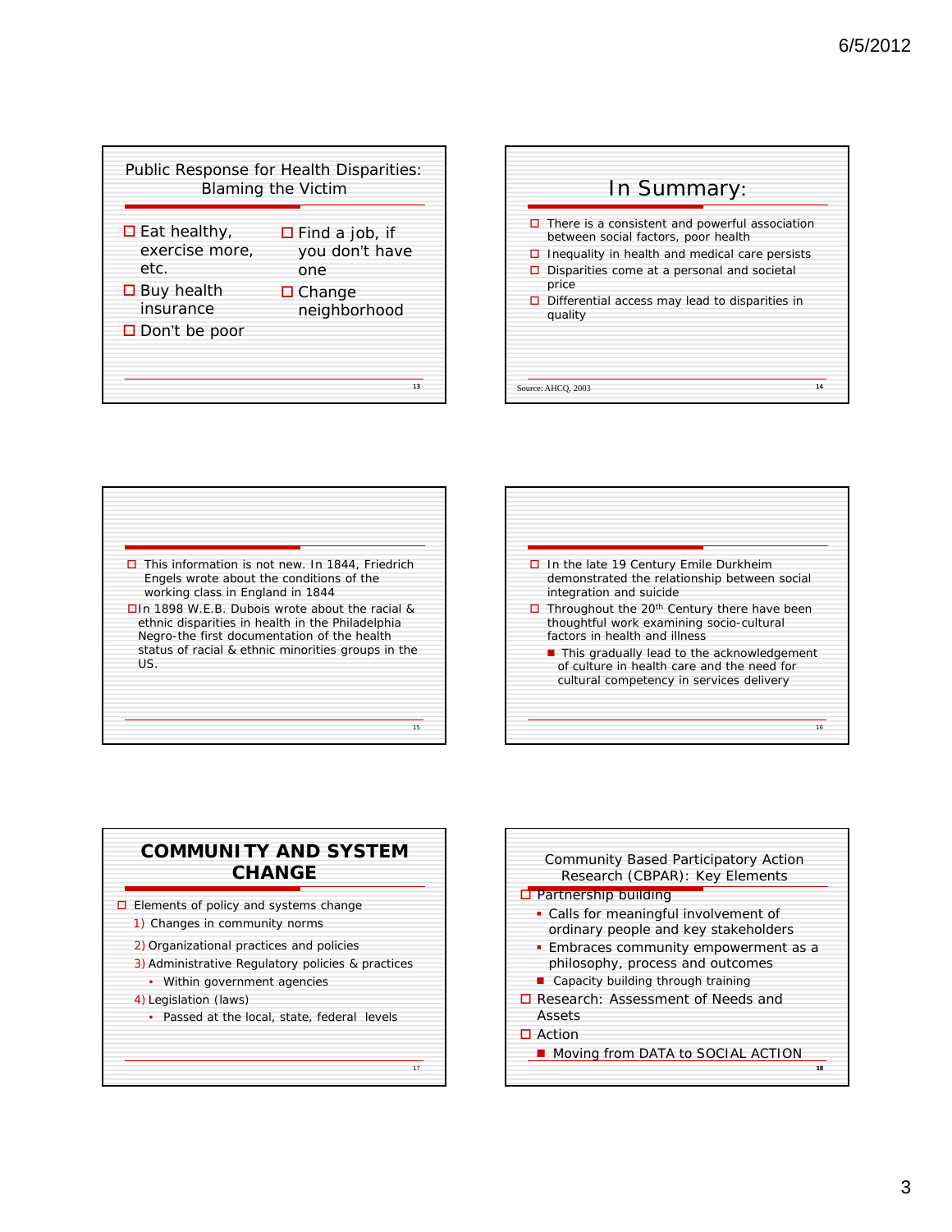## Public Response for Health Disparities: Blaming the Victim

- Eat healthy, exercise more, etc.
- Buy health insurance
- Don't be poor
- Find a job, if you don't have one
- Change neighborhood

## In Summary:

- There is a consistent and powerful association between social factors, poor health
- Inequality in health and medical care persists
- Disparities come at a personal and societal price
- Differential access may lead to disparities in quality

Source: AHCQ, 2003

---

- This information is not new. In 1844, Friedrich Engels wrote about the conditions of the working class in England in 1844
- In 1898 W.E.B. Dubois wrote about the racial & ethnic disparities in health in the Philadelphia Negro-the first documentation of the health status of racial & ethnic minorities groups in the US.

---

- In the late 19 Century Emile Durkheim demonstrated the relationship between social integration and suicide
- Throughout the 20th Century there have been thoughtful work examining socio-cultural factors in health and illness
  - This gradually lead to the acknowledgement of culture in health care and the need for cultural competency in services delivery

## COMMUNITY AND SYSTEM CHANGE

- Elements of policy and systems change
  1) Changes in community norms
  2) Organizational practices and policies
  3) Administrative Regulatory policies & practices
     - Within government agencies
  4) Legislation (laws)
     - Passed at the local, state, federal levels

## Community Based Participatory Action Research (CBPAR): Key Elements

- Partnership building
  - Calls for meaningful involvement of ordinary people and key stakeholders
  - Embraces community empowerment as a philosophy, process and outcomes
  - Capacity building through training
- Research: Assessment of Needs and Assets
- Action
  - Moving from DATA to SOCIAL ACTION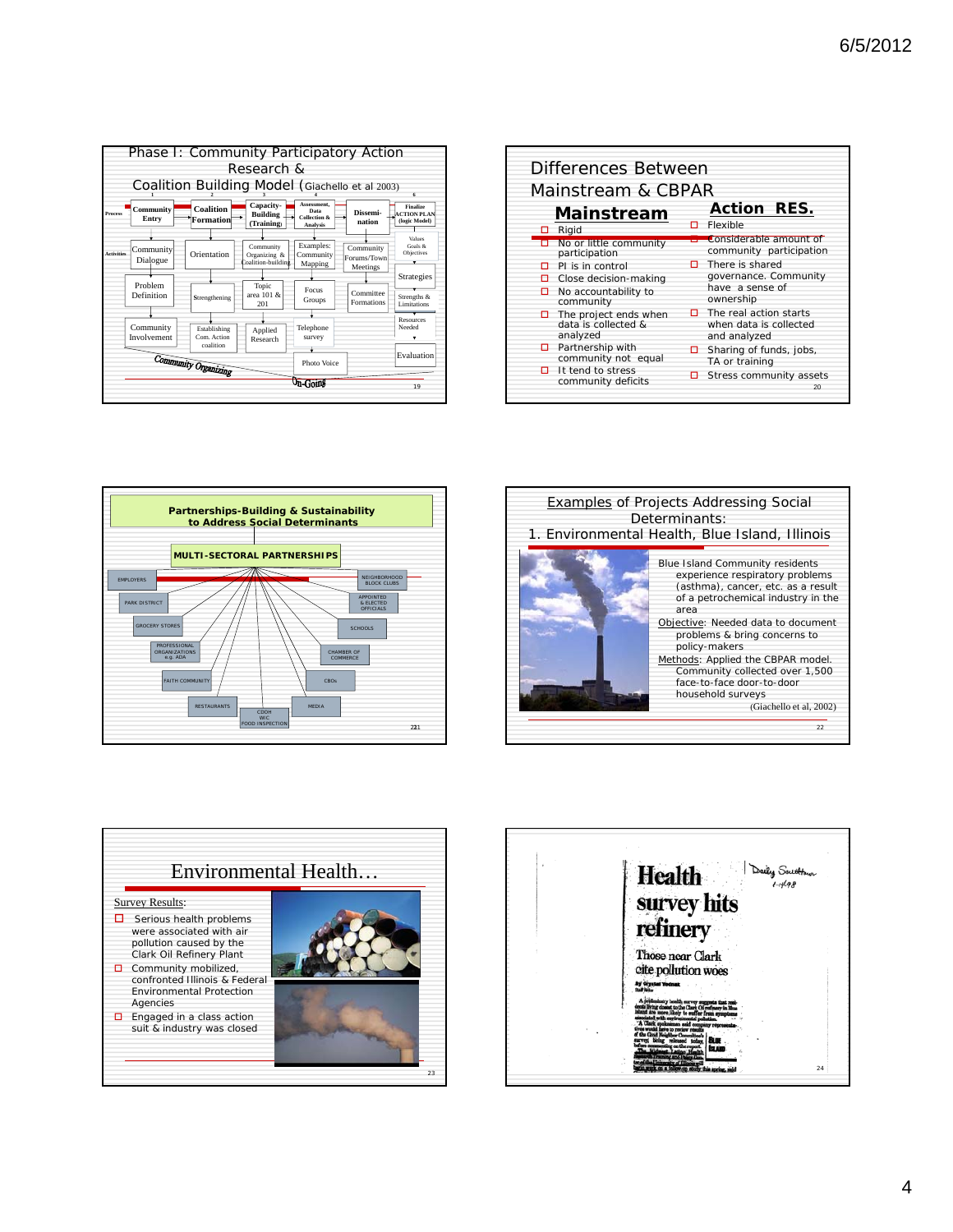## Phase I: Community Participatory Action Research & Coalition Building Model (Giachello et al 2003)

| | 1 | 2 | 3 | 4 | 5 | 6 |
|---|---|---|---|---|---|---|
| Process | Community Entry | Coalition Formation | Capacity-Building (Training) | Assessment, Data Collection & Analysis | Dissemination | Finalize ACTION PLAN (logic Model) |
| Activities | Community Dialogue | Orientation | Community Organizing & Coalition-building | Examples: Community Mapping | Community Forums/Town Meetings | Values Goals & Objectives |
| | Problem Definition | Strengthening | Topic area 101 & 201 | Focus Groups | Committee Formations | Strategies |
| | Community Involvement | Establishing Com. Action coalition | Applied Research | Telephone survey | | Strengths & Limitations |
| | | | | Photo Voice | | Resources Needed |
| | | | | | | Evaluation |

Community Organizing — On-Going

## Differences Between Mainstream & CBPAR

| Mainstream | Action RES. |
|---|---|
| Rigid | Flexible |
| No or little community participation | Considerable amount of community participation |
| PI is in control | There is shared governance. Community have a sense of ownership |
| Close decision-making | |
| No accountability to community | |
| The project ends when data is collected & analyzed | The real action starts when data is collected and analyzed |
| Partnership with community not equal | Sharing of funds, jobs, TA or training |
| It tend to stress community deficits | Stress community assets |

## Partnerships-Building & Sustainability to Address Social Determinants

### MULTI-SECTORAL PARTNERSHIPS

- EMPLOYERS
- PARK DISTRICT
- GROCERY STORES
- PROFESSIONAL ORGANIZATIONS e.g. ADA
- FAITH COMMUNITY
- RESTAURANTS
- CDOH WIC FOOD INSPECTION
- MEDIA
- CBOs
- CHAMBER OF COMMERCE
- SCHOOLS
- APPOINTED & ELECTED OFFICIALS
- NEIGHBORHOOD BLOCK CLUBS

## Examples of Projects Addressing Social Determinants: 1. Environmental Health, Blue Island, Illinois

Blue Island Community residents experience respiratory problems (asthma), cancer, etc. as a result of a petrochemical industry in the area

Objective: Needed data to document problems & bring concerns to policy-makers

Methods: Applied the CBPAR model. Community collected over 1,500 face-to-face door-to-door household surveys

(Giachello et al, 2002)

## Environmental Health…

Survey Results:

- Serious health problems were associated with air pollution caused by the Clark Oil Refinery Plant
- Community mobilized, confronted Illinois & Federal Environmental Protection Agencies
- Engaged in a class action suit & industry was closed

# Health survey hits refinery

Daily Southtown 1-1-98

### Those near Clark cite pollution woes

By Crystal Yednak
Staff Writer

A preliminary health survey suggests that residents living closest to the Clark Oil refinery in Blue Island are more likely to suffer from symptoms associated with environmental pollution.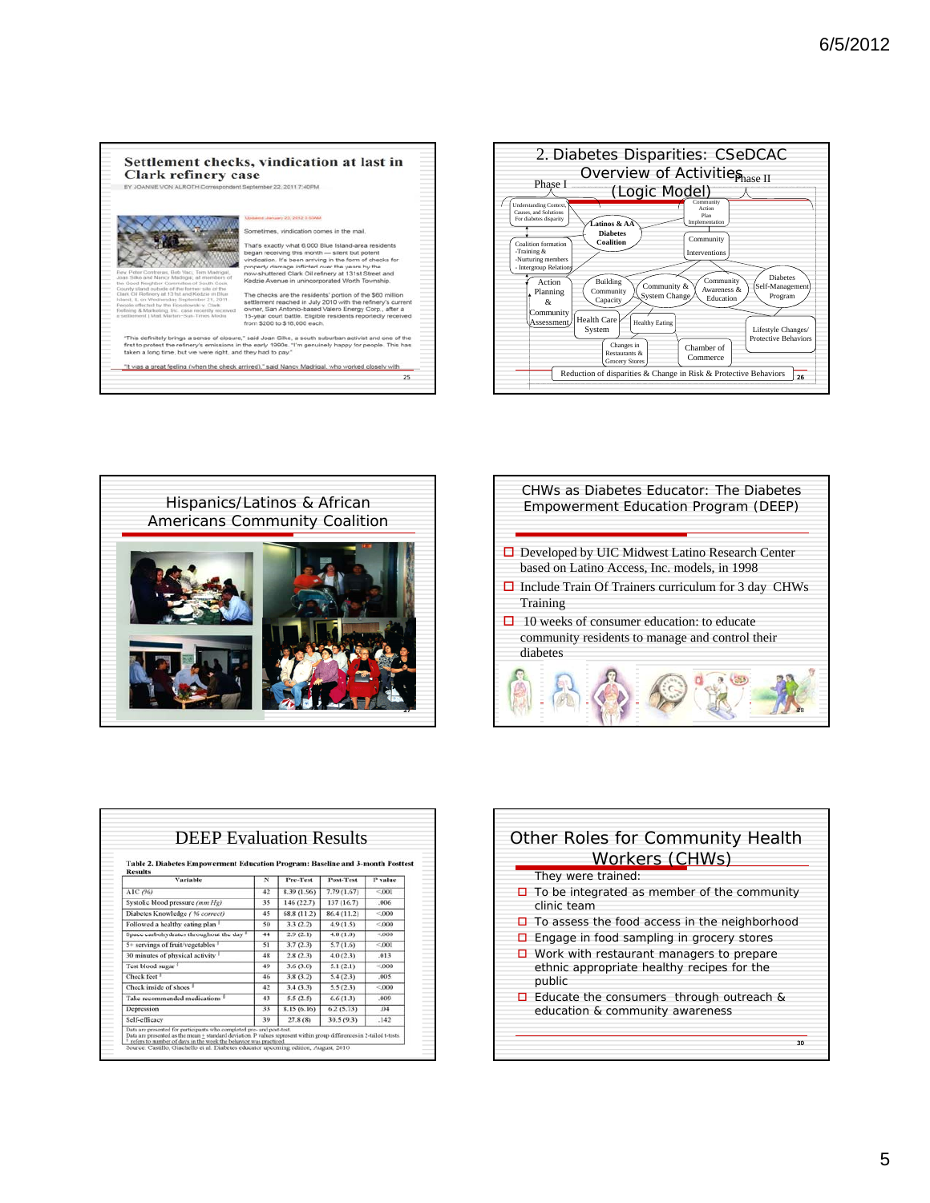## Settlement checks, vindication at last in Clark refinery case

BY JOANNE VON ALROTH Correspondent September 22, 2011 7:40PM

Updated: January 23, 2012 2:53AM

Sometimes, vindication comes in the mail.

That's exactly what 6,000 Blue Island-area residents began receiving this month — silent but potent vindication. It's been arriving in the form of checks for property damage inflicted over the years by the now-shuttered Clark Oil refinery at 131st Street and Kedzie Avenue in unincorporated Worth Township.

The checks are the residents' portion of the $60 million settlement reached in July 2010 with the refinery's current owner, San Antonio-based Valero Energy Corp., after a 15-year court battle. Eligible residents reportedly received from $200 to $18,000 each.

Rev. Peter Contreras, Bob Vaci, Tom Madrigal, Joan Silke and Nancy Madrigal, all members of the Good Neighbor Committee of South Cook County stand outside of the former site of the Clark Oil Refinery at 131st and Kedzie in Blue Island, IL on Wednesday September 21, 2011. People affected by the Rosolowski v. Clark Refining & Marketing, Inc. case recently received a settlement. | Matt Marton~Sun-Times Media

"This definitely brings a sense of closure," said Joan Silke, a south suburban activist and one of the first to protest the refinery's emissions in the early 1990s. "I'm genuinely happy for people. This has taken a long time, but we were right, and they had to pay."

"It was a great feeling (when the check arrived)," said Nancy Madrigal, who worked closely with

## 2. Diabetes Disparities: CSeDCAC Overview of Activities (Logic Model)

Phase I — Phase II

- Understanding Context, Causes, and Solutions For diabetes disparity
- Coalition formation -Training & -Nurturing members - Intergroup Relations
- Latinos & AA Diabetes Coalition
- Community Action Plan Implementation
- Community Interventions
- Action Planning & Community Assessment
- Building Community Capacity
- Community & System Change
- Community Awareness & Education
- Diabetes Self-Management Program
- Health Care System
- Healthy Eating
- Lifestyle Changes/ Protective Behaviors
- Changes in Restaurants & Grocery Stores
- Chamber of Commerce
- Reduction of disparities & Change in Risk & Protective Behaviors

## Hispanics/Latinos & African Americans Community Coalition

## CHWs as Diabetes Educator: The Diabetes Empowerment Education Program (DEEP)

- Developed by UIC Midwest Latino Research Center based on Latino Access, Inc. models, in 1998
- Include Train Of Trainers curriculum for 3 day CHWs Training
- 10 weeks of consumer education: to educate community residents to manage and control their diabetes

## DEEP Evaluation Results

Table 2. Diabetes Empowerment Education Program: Baseline and 3-month Posttest Results

| Variable | N | Pre-Test | Post-Test | P value |
|---|---|---|---|---|
| A1C (%) | 42 | 8.39 (1.56) | 7.79 (1.67) | <.001 |
| Systolic blood pressure (mm Hg) | 35 | 146 (22.7) | 137 (16.7) | .006 |
| Diabetes Knowledge (% correct) | 45 | 68.8 (11.2) | 86.4 (11.2) | <.000 |
| Followed a healthy eating plan [1] | 50 | 3.3 (2.2) | 4.9 (1.5) | <.000 |
| Space carbohydrates throughout the day [1] | 44 | 2.9 (2.1) | 4.0 (1.9) | <.000 |
| 5+ servings of fruit/vegetables [1] | 51 | 3.7 (2.3) | 5.7 (1.6) | <.001 |
| 30 minutes of physical activity [1] | 48 | 2.8 (2.3) | 4.0 (2.3) | .013 |
| Test blood sugar [1] | 49 | 3.6 (3.0) | 5.1 (2.1) | <.000 |
| Check feet [1] | 46 | 3.8 (3.2) | 5.4 (2.3) | .005 |
| Check inside of shoes [1] | 42 | 3.4 (3.3) | 5.5 (2.3) | <.000 |
| Take recommended medications [1] | 43 | 5.5 (2.5) | 6.6 (1.3) | .009 |
| Depression | 33 | 8.15 (6.16) | 6.2 (5.73) | .04 |
| Self-efficacy | 39 | 27.8 (8) | 30.5 (9.3) | .142 |

Data are presented for participants who completed pre- and post-test.
Data are presented as the mean ± standard deviation. P values represent within group differences in 2-tailed t-tests.
[1] refers to number of days in the week the behavior was practiced.
Source: Castillo, Giachello et al. Diabetes educator upcoming edition, August, 2010

## Other Roles for Community Health Workers (CHWs)

They were trained:

- To be integrated as member of the community clinic team
- To assess the food access in the neighborhood
- Engage in food sampling in grocery stores
- Work with restaurant managers to prepare ethnic appropriate healthy recipes for the public
- Educate the consumers through outreach & education & community awareness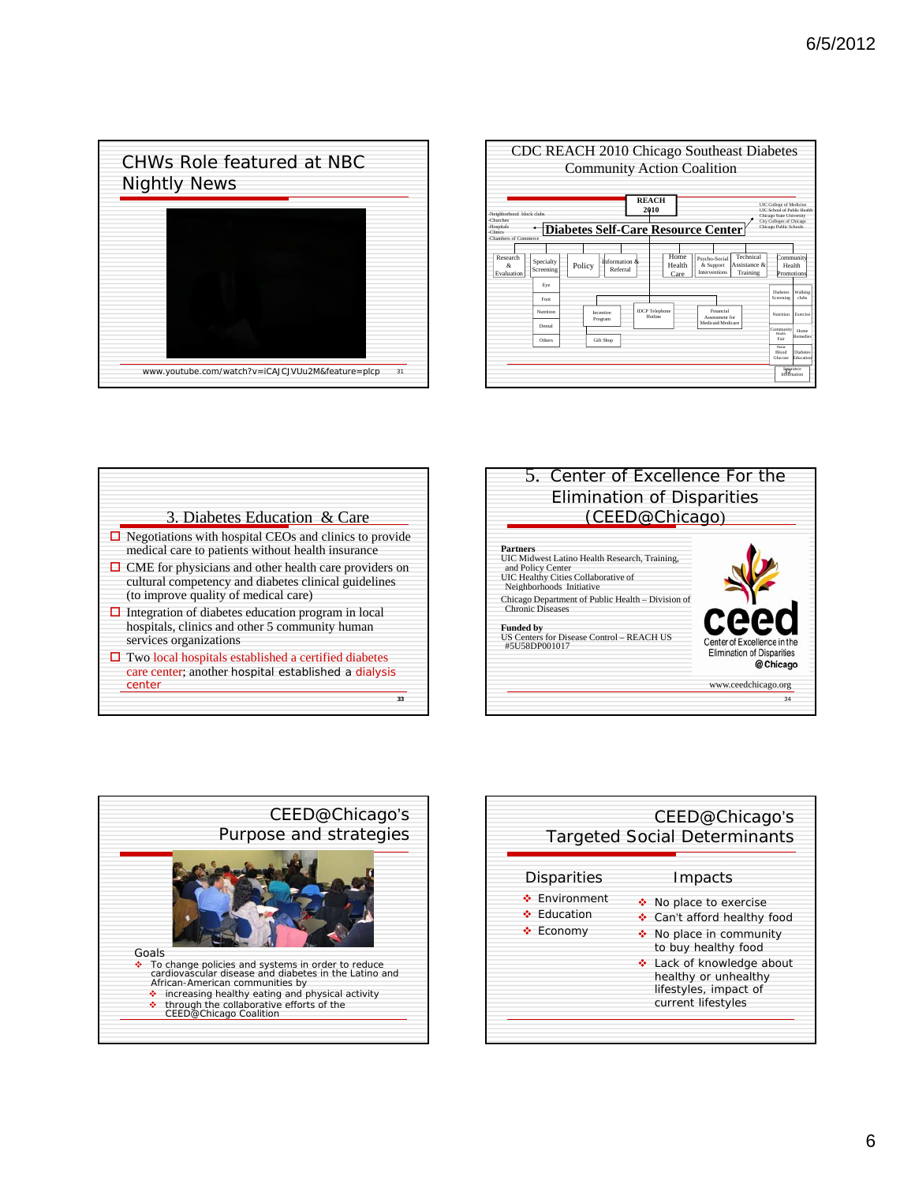## CHWs Role featured at NBC Nightly News

www.youtube.com/watch?v=iCAJCJVUu2M&feature=plcp

## CDC REACH 2010 Chicago Southeast Diabetes Community Action Coalition

REACH 2010

-Neighborhood block clubs
-Churches
-Hospitals
-Clinics
-Chambers of Commerce

UIC College of Medicine
UIC School of Public Health
Chicago State University
City Colleges of Chicago
Chicago Public Schools

**Diabetes Self-Care Resource Center**

Research & Evaluation | Specialty Screening | Policy | Information & Referral | Home Health Care | Psycho-Social & Support Interventions | Technical Assistance & Training | Community Health Promotions

Specialty Screening: Eye, Foot, Nutrition, Dental, Others

Incentive Program, Gift Shop, IDCP Telephone Hotline, Financial Assessment for Medicaid/Medicare

Community Health Promotions: Diabetes Screening, Walking clubs, Nutrition, Exercise, Community Health Fair, Home Remedies, Home Blood Glucose, Diabetes Education, Insurance Information

## 3. Diabetes Education & Care

- Negotiations with hospital CEOs and clinics to provide medical care to patients without health insurance
- CME for physicians and other health care providers on cultural competency and diabetes clinical guidelines (to improve quality of medical care)
- Integration of diabetes education program in local hospitals, clinics and other 5 community human services organizations
- Two local hospitals established a certified diabetes care center; another hospital established a dialysis center

## 5. Center of Excellence For the Elimination of Disparities (CEED@Chicago)

**Partners**
UIC Midwest Latino Health Research, Training, and Policy Center
UIC Healthy Cities Collaborative of Neighborhoods Initiative
Chicago Department of Public Health – Division of Chronic Diseases

**Funded by**
US Centers for Disease Control – REACH US #5U58DP001017

ceed Center of Excellence in the Elimination of Disparities @Chicago

www.ceedchicago.org

## CEED@Chicago's Purpose and strategies

Goals

- To change policies and systems in order to reduce cardiovascular disease and diabetes in the Latino and African-American communities by
  - increasing healthy eating and physical activity
  - through the collaborative efforts of the CEED@Chicago Coalition

## CEED@Chicago's Targeted Social Determinants

**Disparities**

- Environment
- Education
- Economy

**Impacts**

- No place to exercise
- Can't afford healthy food
- No place in community to buy healthy food
- Lack of knowledge about healthy or unhealthy lifestyles, impact of current lifestyles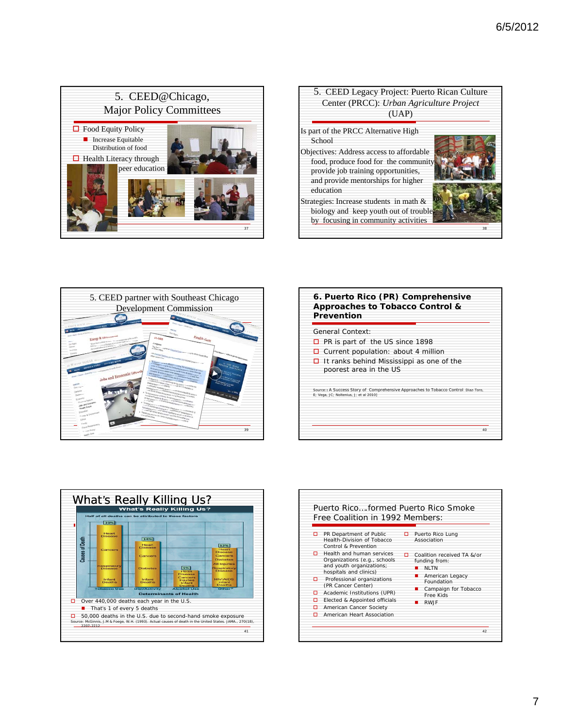## 5. CEED@Chicago, Major Policy Committees

- Food Equity Policy
  - Increase Equitable Distribution of food
- Health Literacy through peer education

## 5. CEED Legacy Project: Puerto Rican Culture Center (PRCC): *Urban Agriculture Project* (UAP)

Is part of the PRCC Alternative High School

Objectives: Address access to affordable food, produce food for the community provide job training opportunities, and provide mentorships for higher education

Strategies: Increase students in math & biology and keep youth out of trouble by focusing in community activities

## 5. CEED partner with Southeast Chicago Development Commission

## 6. Puerto Rico (PR) Comprehensive Approaches to Tobacco Control & Prevention

General Context:

- PR is part of the US since 1898
- Current population: about 4 million
- It ranks behind Mississippi as one of the poorest area in the US

Source:: A Success Story of Comprehensive Approaches to Tobacco Control Diaz-Toro, E; Vega, JC; Noltenius, J; et al 2010]

## What's Really Killing Us?

**What's Really Killing Us?**

Half of all deaths can be attributed to these factors

| Determinants of Health | % | Causes of Death |
|---|---|---|
| Tobacco Use | 19% | Heart Disease, Cancers, Respiratory Disease, Infant Deaths |
| Diet/Activity | 14% | Heart Disease, Cancers, Diabetes, Infant Deaths |
| Alcohol Use | 5% | Heart Disease, Cancers, Injuries, Infant Deaths |
| Other* | 12% | Heart Disease, Cancers, Diabetes, All Injuries, Respiratory Disease, HIV/AIDS, Infant Deaths |

- Over 440,000 deaths each year in the U.S.
  - That's 1 of every 5 deaths
- 50,000 deaths in the U.S. due to second-hand smoke exposure

Source: McGinnis, J.M & Foege, W.H. (1993). Actual causes of death in the United States. JAMA., 270(18), 2207-2212.

## Puerto Rico….formed Puerto Rico Smoke Free Coalition in 1992 Members:

- PR Department of Public Health-Division of Tobacco Control & Prevention
- Health and human services Organizations (e.g., schools and youth organizations; hospitals and clinics)
- Professional organizations (PR Cancer Center)
- Academic Institutions (UPR)
- Elected & Appointed officials
- American Cancer Society
- American Heart Association
- Puerto Rico Lung Association
- Coalition received TA &/or funding from:
  - NLTN
  - American Legacy Foundation
  - Campaign for Tobacco Free Kids
  - RWJF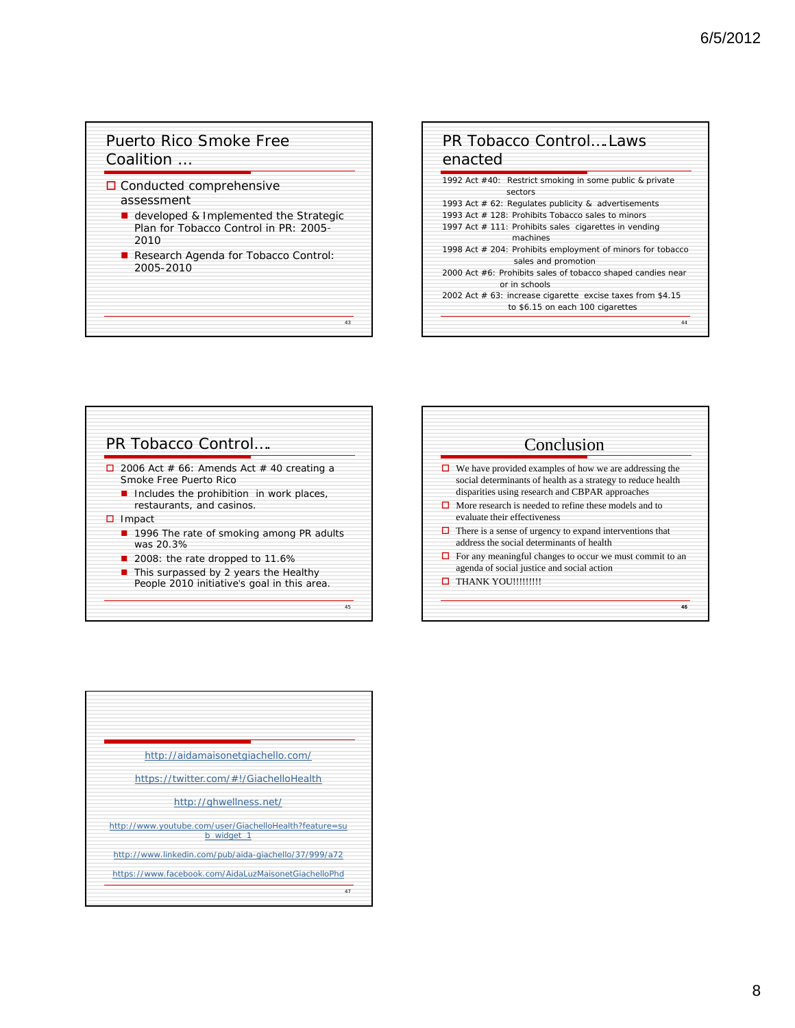## Puerto Rico Smoke Free Coalition …

- Conducted comprehensive assessment
  - developed & Implemented the Strategic Plan for Tobacco Control in PR: 2005-2010
  - Research Agenda for Tobacco Control: 2005-2010

## PR Tobacco Control…Laws enacted

1992 Act #40: Restrict smoking in some public & private sectors

1993 Act # 62: Regulates publicity & advertisements

1993 Act # 128: Prohibits Tobacco sales to minors

1997 Act # 111: Prohibits sales cigarettes in vending machines

1998 Act # 204: Prohibits employment of minors for tobacco sales and promotion

2000 Act #6: Prohibits sales of tobacco shaped candies near or in schools

2002 Act # 63: increase cigarette excise taxes from $4.15 to $6.15 on each 100 cigarettes

## PR Tobacco Control…

- 2006 Act # 66: Amends Act # 40 creating a Smoke Free Puerto Rico
  - Includes the prohibition in work places, restaurants, and casinos.
- Impact
  - 1996 The rate of smoking among PR adults was 20.3%
  - 2008: the rate dropped to 11.6%
  - This surpassed by 2 years the Healthy People 2010 initiative's goal in this area.

## Conclusion

- We have provided examples of how we are addressing the social determinants of health as a strategy to reduce health disparities using research and CBPAR approaches
- More research is needed to refine these models and to evaluate their effectiveness
- There is a sense of urgency to expand interventions that address the social determinants of health
- For any meaningful changes to occur we must commit to an agenda of social justice and social action
- THANK YOU!!!!!!!!!

---

http://aidamaisonetgiachello.com/

https://twitter.com/#!/GiachelloHealth

http://ghwellness.net/

http://www.youtube.com/user/GiachelloHealth?feature=sub_widget_1

http://www.linkedin.com/pub/aida-giachello/37/999/a72

https://www.facebook.com/AidaLuzMaisonetGiachelloPhd